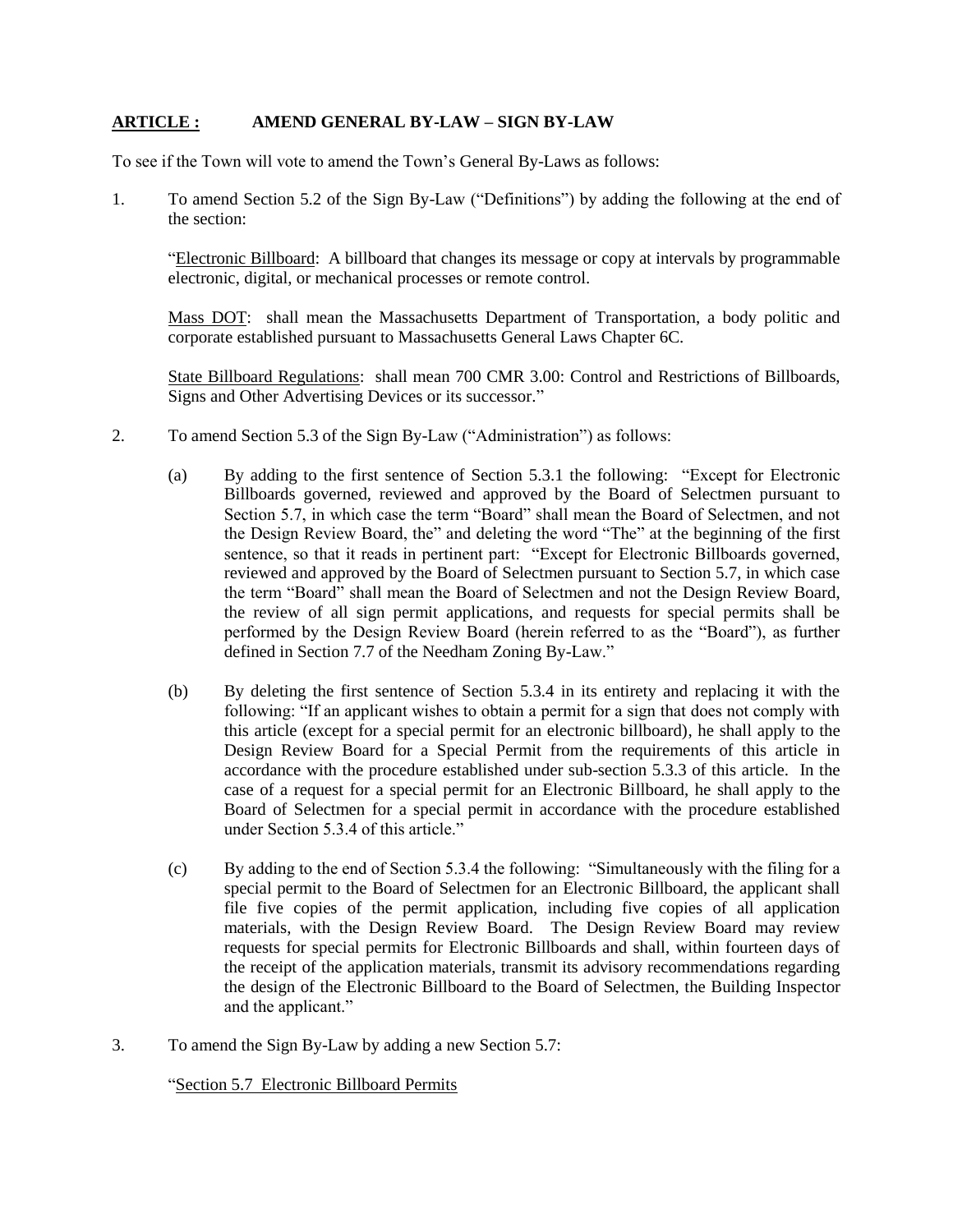**ARTICLE :** **AMEND GENERAL BY-LAW – SIGN BY-LAW**

To see if the Town will vote to amend the Town's General By-Laws as follows:

1. To amend Section 5.2 of the Sign By-Law ("Definitions") by adding the following at the end of the section:

   "Electronic Billboard: A billboard that changes its message or copy at intervals by programmable electronic, digital, or mechanical processes or remote control.

   Mass DOT: shall mean the Massachusetts Department of Transportation, a body politic and corporate established pursuant to Massachusetts General Laws Chapter 6C.

   State Billboard Regulations: shall mean 700 CMR 3.00: Control and Restrictions of Billboards, Signs and Other Advertising Devices or its successor."

2. To amend Section 5.3 of the Sign By-Law ("Administration") as follows:

   (a) By adding to the first sentence of Section 5.3.1 the following: "Except for Electronic Billboards governed, reviewed and approved by the Board of Selectmen pursuant to Section 5.7, in which case the term "Board" shall mean the Board of Selectmen, and not the Design Review Board, the" and deleting the word "The" at the beginning of the first sentence, so that it reads in pertinent part: "Except for Electronic Billboards governed, reviewed and approved by the Board of Selectmen pursuant to Section 5.7, in which case the term "Board" shall mean the Board of Selectmen and not the Design Review Board, the review of all sign permit applications, and requests for special permits shall be performed by the Design Review Board (herein referred to as the "Board"), as further defined in Section 7.7 of the Needham Zoning By-Law."

   (b) By deleting the first sentence of Section 5.3.4 in its entirety and replacing it with the following: "If an applicant wishes to obtain a permit for a sign that does not comply with this article (except for a special permit for an electronic billboard), he shall apply to the Design Review Board for a Special Permit from the requirements of this article in accordance with the procedure established under sub-section 5.3.3 of this article. In the case of a request for a special permit for an Electronic Billboard, he shall apply to the Board of Selectmen for a special permit in accordance with the procedure established under Section 5.3.4 of this article."

   (c) By adding to the end of Section 5.3.4 the following: "Simultaneously with the filing for a special permit to the Board of Selectmen for an Electronic Billboard, the applicant shall file five copies of the permit application, including five copies of all application materials, with the Design Review Board. The Design Review Board may review requests for special permits for Electronic Billboards and shall, within fourteen days of the receipt of the application materials, transmit its advisory recommendations regarding the design of the Electronic Billboard to the Board of Selectmen, the Building Inspector and the applicant."

3. To amend the Sign By-Law by adding a new Section 5.7:

   "Section 5.7 Electronic Billboard Permits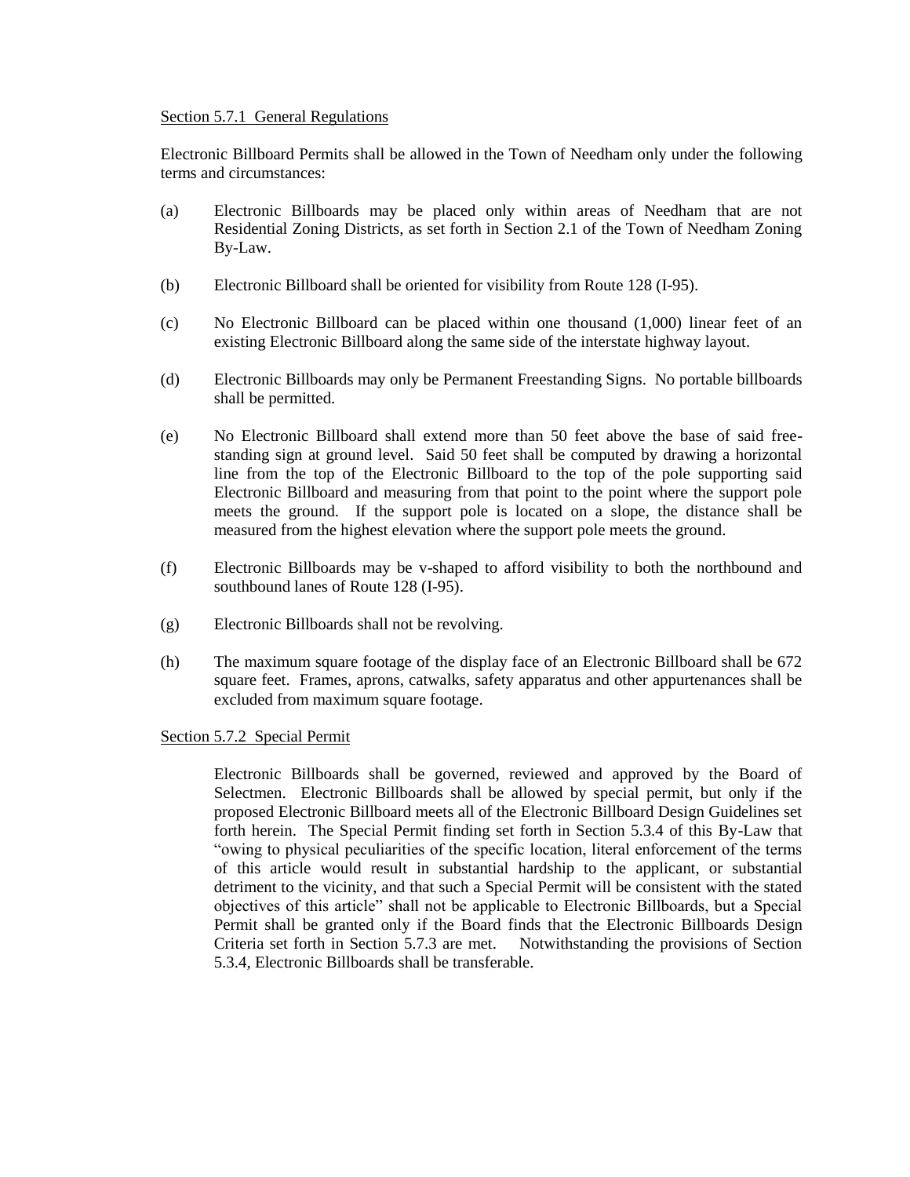Section 5.7.1 General Regulations

Electronic Billboard Permits shall be allowed in the Town of Needham only under the following terms and circumstances:

(a) Electronic Billboards may be placed only within areas of Needham that are not Residential Zoning Districts, as set forth in Section 2.1 of the Town of Needham Zoning By-Law.

(b) Electronic Billboard shall be oriented for visibility from Route 128 (I-95).

(c) No Electronic Billboard can be placed within one thousand (1,000) linear feet of an existing Electronic Billboard along the same side of the interstate highway layout.

(d) Electronic Billboards may only be Permanent Freestanding Signs. No portable billboards shall be permitted.

(e) No Electronic Billboard shall extend more than 50 feet above the base of said free-standing sign at ground level. Said 50 feet shall be computed by drawing a horizontal line from the top of the Electronic Billboard to the top of the pole supporting said Electronic Billboard and measuring from that point to the point where the support pole meets the ground. If the support pole is located on a slope, the distance shall be measured from the highest elevation where the support pole meets the ground.

(f) Electronic Billboards may be v-shaped to afford visibility to both the northbound and southbound lanes of Route 128 (I-95).

(g) Electronic Billboards shall not be revolving.

(h) The maximum square footage of the display face of an Electronic Billboard shall be 672 square feet. Frames, aprons, catwalks, safety apparatus and other appurtenances shall be excluded from maximum square footage.

Section 5.7.2 Special Permit

Electronic Billboards shall be governed, reviewed and approved by the Board of Selectmen. Electronic Billboards shall be allowed by special permit, but only if the proposed Electronic Billboard meets all of the Electronic Billboard Design Guidelines set forth herein. The Special Permit finding set forth in Section 5.3.4 of this By-Law that "owing to physical peculiarities of the specific location, literal enforcement of the terms of this article would result in substantial hardship to the applicant, or substantial detriment to the vicinity, and that such a Special Permit will be consistent with the stated objectives of this article" shall not be applicable to Electronic Billboards, but a Special Permit shall be granted only if the Board finds that the Electronic Billboards Design Criteria set forth in Section 5.7.3 are met. Notwithstanding the provisions of Section 5.3.4, Electronic Billboards shall be transferable.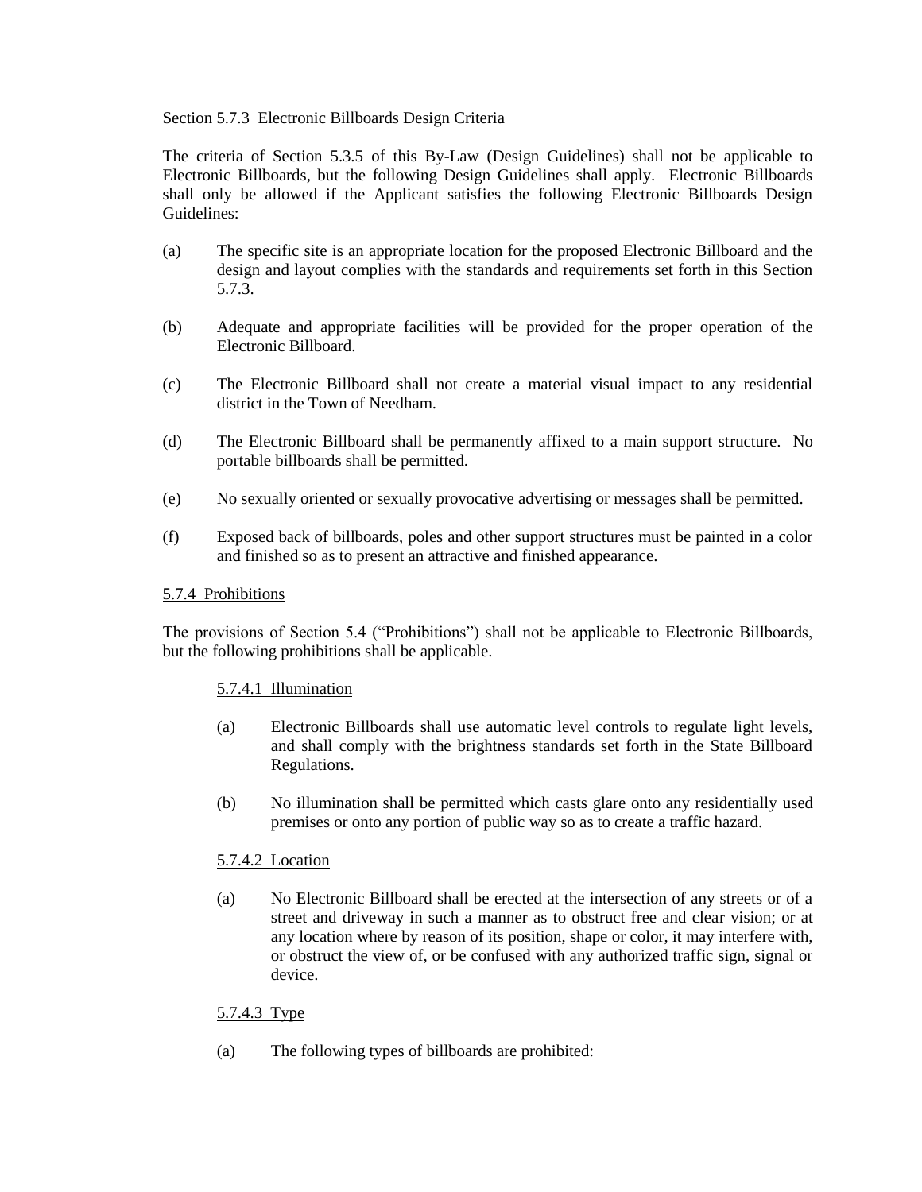Section 5.7.3 Electronic Billboards Design Criteria

The criteria of Section 5.3.5 of this By-Law (Design Guidelines) shall not be applicable to Electronic Billboards, but the following Design Guidelines shall apply. Electronic Billboards shall only be allowed if the Applicant satisfies the following Electronic Billboards Design Guidelines:

(a) The specific site is an appropriate location for the proposed Electronic Billboard and the design and layout complies with the standards and requirements set forth in this Section 5.7.3.

(b) Adequate and appropriate facilities will be provided for the proper operation of the Electronic Billboard.

(c) The Electronic Billboard shall not create a material visual impact to any residential district in the Town of Needham.

(d) The Electronic Billboard shall be permanently affixed to a main support structure. No portable billboards shall be permitted.

(e) No sexually oriented or sexually provocative advertising or messages shall be permitted.

(f) Exposed back of billboards, poles and other support structures must be painted in a color and finished so as to present an attractive and finished appearance.

5.7.4 Prohibitions

The provisions of Section 5.4 ("Prohibitions") shall not be applicable to Electronic Billboards, but the following prohibitions shall be applicable.

5.7.4.1 Illumination

(a) Electronic Billboards shall use automatic level controls to regulate light levels, and shall comply with the brightness standards set forth in the State Billboard Regulations.

(b) No illumination shall be permitted which casts glare onto any residentially used premises or onto any portion of public way so as to create a traffic hazard.

5.7.4.2 Location

(a) No Electronic Billboard shall be erected at the intersection of any streets or of a street and driveway in such a manner as to obstruct free and clear vision; or at any location where by reason of its position, shape or color, it may interfere with, or obstruct the view of, or be confused with any authorized traffic sign, signal or device.

5.7.4.3 Type

(a) The following types of billboards are prohibited: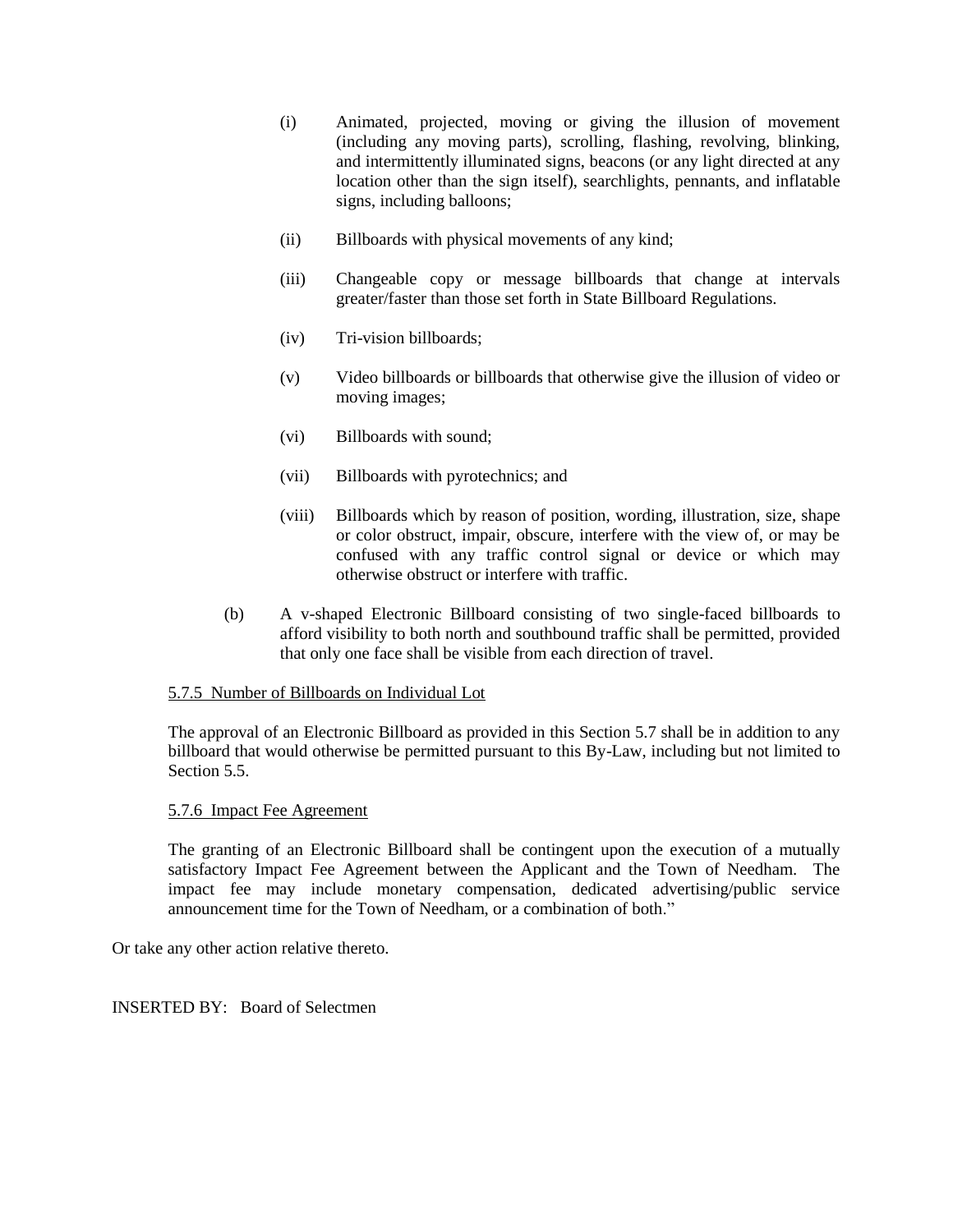(i) Animated, projected, moving or giving the illusion of movement (including any moving parts), scrolling, flashing, revolving, blinking, and intermittently illuminated signs, beacons (or any light directed at any location other than the sign itself), searchlights, pennants, and inflatable signs, including balloons;

(ii) Billboards with physical movements of any kind;

(iii) Changeable copy or message billboards that change at intervals greater/faster than those set forth in State Billboard Regulations.

(iv) Tri-vision billboards;

(v) Video billboards or billboards that otherwise give the illusion of video or moving images;

(vi) Billboards with sound;

(vii) Billboards with pyrotechnics; and

(viii) Billboards which by reason of position, wording, illustration, size, shape or color obstruct, impair, obscure, interfere with the view of, or may be confused with any traffic control signal or device or which may otherwise obstruct or interfere with traffic.

(b) A v-shaped Electronic Billboard consisting of two single-faced billboards to afford visibility to both north and southbound traffic shall be permitted, provided that only one face shall be visible from each direction of travel.

5.7.5 Number of Billboards on Individual Lot

The approval of an Electronic Billboard as provided in this Section 5.7 shall be in addition to any billboard that would otherwise be permitted pursuant to this By-Law, including but not limited to Section 5.5.

5.7.6 Impact Fee Agreement

The granting of an Electronic Billboard shall be contingent upon the execution of a mutually satisfactory Impact Fee Agreement between the Applicant and the Town of Needham. The impact fee may include monetary compensation, dedicated advertising/public service announcement time for the Town of Needham, or a combination of both."

Or take any other action relative thereto.

INSERTED BY: Board of Selectmen